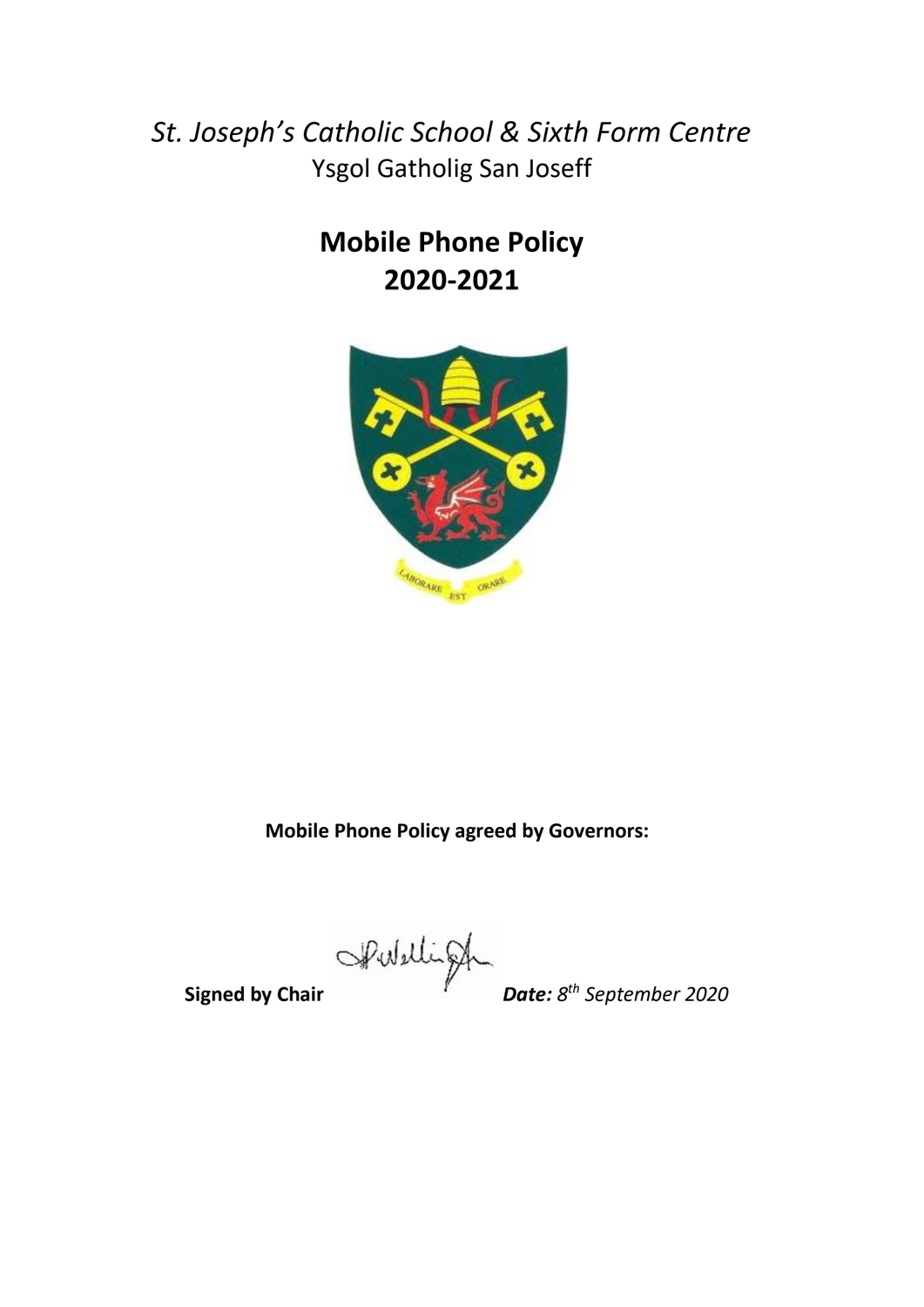*St. Joseph's Catholic School & Sixth Form Centre*

Ysgol Gatholig San Joseff

# Mobile Phone Policy 2020-2021

LABORARE EST ORARE

**Mobile Phone Policy agreed by Governors:**

**Signed by Chair** ***Date:*** *8th September 2020*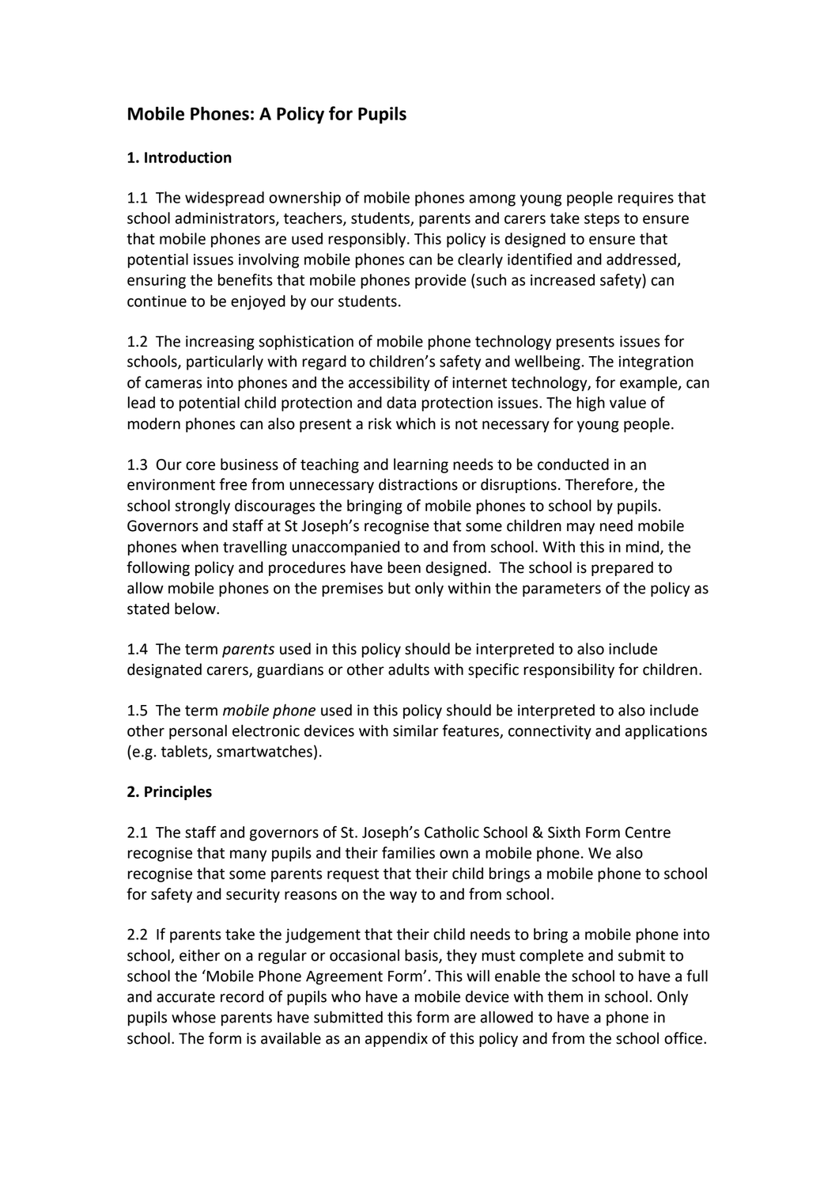## Mobile Phones: A Policy for Pupils

### 1. Introduction

1.1 The widespread ownership of mobile phones among young people requires that school administrators, teachers, students, parents and carers take steps to ensure that mobile phones are used responsibly. This policy is designed to ensure that potential issues involving mobile phones can be clearly identified and addressed, ensuring the benefits that mobile phones provide (such as increased safety) can continue to be enjoyed by our students.

1.2 The increasing sophistication of mobile phone technology presents issues for schools, particularly with regard to children's safety and wellbeing. The integration of cameras into phones and the accessibility of internet technology, for example, can lead to potential child protection and data protection issues. The high value of modern phones can also present a risk which is not necessary for young people.

1.3 Our core business of teaching and learning needs to be conducted in an environment free from unnecessary distractions or disruptions. Therefore, the school strongly discourages the bringing of mobile phones to school by pupils. Governors and staff at St Joseph's recognise that some children may need mobile phones when travelling unaccompanied to and from school. With this in mind, the following policy and procedures have been designed. The school is prepared to allow mobile phones on the premises but only within the parameters of the policy as stated below.

1.4 The term *parents* used in this policy should be interpreted to also include designated carers, guardians or other adults with specific responsibility for children.

1.5 The term *mobile phone* used in this policy should be interpreted to also include other personal electronic devices with similar features, connectivity and applications (e.g. tablets, smartwatches).

### 2. Principles

2.1 The staff and governors of St. Joseph's Catholic School & Sixth Form Centre recognise that many pupils and their families own a mobile phone. We also recognise that some parents request that their child brings a mobile phone to school for safety and security reasons on the way to and from school.

2.2 If parents take the judgement that their child needs to bring a mobile phone into school, either on a regular or occasional basis, they must complete and submit to school the 'Mobile Phone Agreement Form'. This will enable the school to have a full and accurate record of pupils who have a mobile device with them in school. Only pupils whose parents have submitted this form are allowed to have a phone in school. The form is available as an appendix of this policy and from the school office.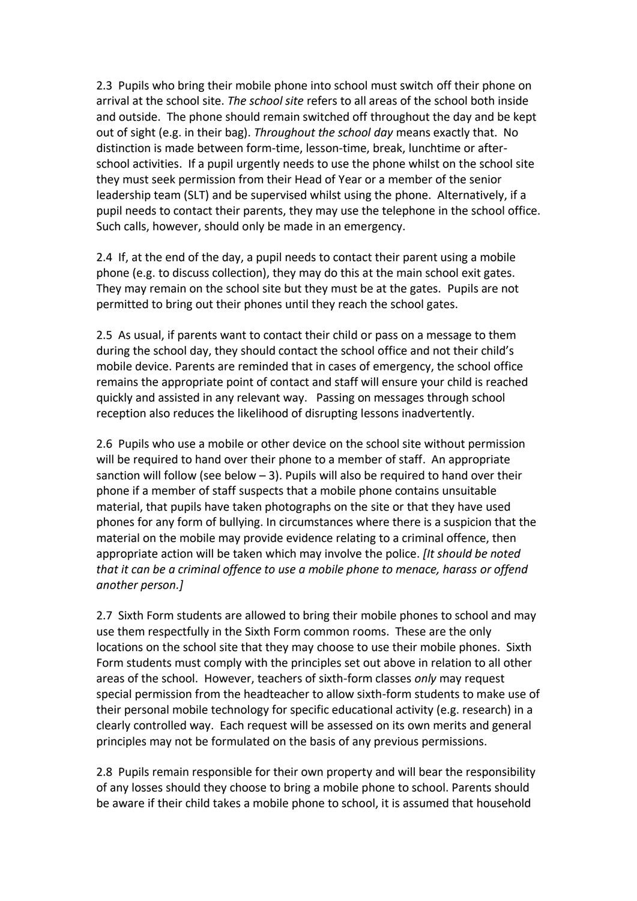2.3 Pupils who bring their mobile phone into school must switch off their phone on arrival at the school site. *The school site* refers to all areas of the school both inside and outside. The phone should remain switched off throughout the day and be kept out of sight (e.g. in their bag). *Throughout the school day* means exactly that. No distinction is made between form-time, lesson-time, break, lunchtime or after-school activities. If a pupil urgently needs to use the phone whilst on the school site they must seek permission from their Head of Year or a member of the senior leadership team (SLT) and be supervised whilst using the phone. Alternatively, if a pupil needs to contact their parents, they may use the telephone in the school office. Such calls, however, should only be made in an emergency.

2.4 If, at the end of the day, a pupil needs to contact their parent using a mobile phone (e.g. to discuss collection), they may do this at the main school exit gates. They may remain on the school site but they must be at the gates. Pupils are not permitted to bring out their phones until they reach the school gates.

2.5 As usual, if parents want to contact their child or pass on a message to them during the school day, they should contact the school office and not their child's mobile device. Parents are reminded that in cases of emergency, the school office remains the appropriate point of contact and staff will ensure your child is reached quickly and assisted in any relevant way. Passing on messages through school reception also reduces the likelihood of disrupting lessons inadvertently.

2.6 Pupils who use a mobile or other device on the school site without permission will be required to hand over their phone to a member of staff. An appropriate sanction will follow (see below – 3). Pupils will also be required to hand over their phone if a member of staff suspects that a mobile phone contains unsuitable material, that pupils have taken photographs on the site or that they have used phones for any form of bullying. In circumstances where there is a suspicion that the material on the mobile may provide evidence relating to a criminal offence, then appropriate action will be taken which may involve the police. *[It should be noted that it can be a criminal offence to use a mobile phone to menace, harass or offend another person.]*

2.7 Sixth Form students are allowed to bring their mobile phones to school and may use them respectfully in the Sixth Form common rooms. These are the only locations on the school site that they may choose to use their mobile phones. Sixth Form students must comply with the principles set out above in relation to all other areas of the school. However, teachers of sixth-form classes *only* may request special permission from the headteacher to allow sixth-form students to make use of their personal mobile technology for specific educational activity (e.g. research) in a clearly controlled way. Each request will be assessed on its own merits and general principles may not be formulated on the basis of any previous permissions.

2.8 Pupils remain responsible for their own property and will bear the responsibility of any losses should they choose to bring a mobile phone to school. Parents should be aware if their child takes a mobile phone to school, it is assumed that household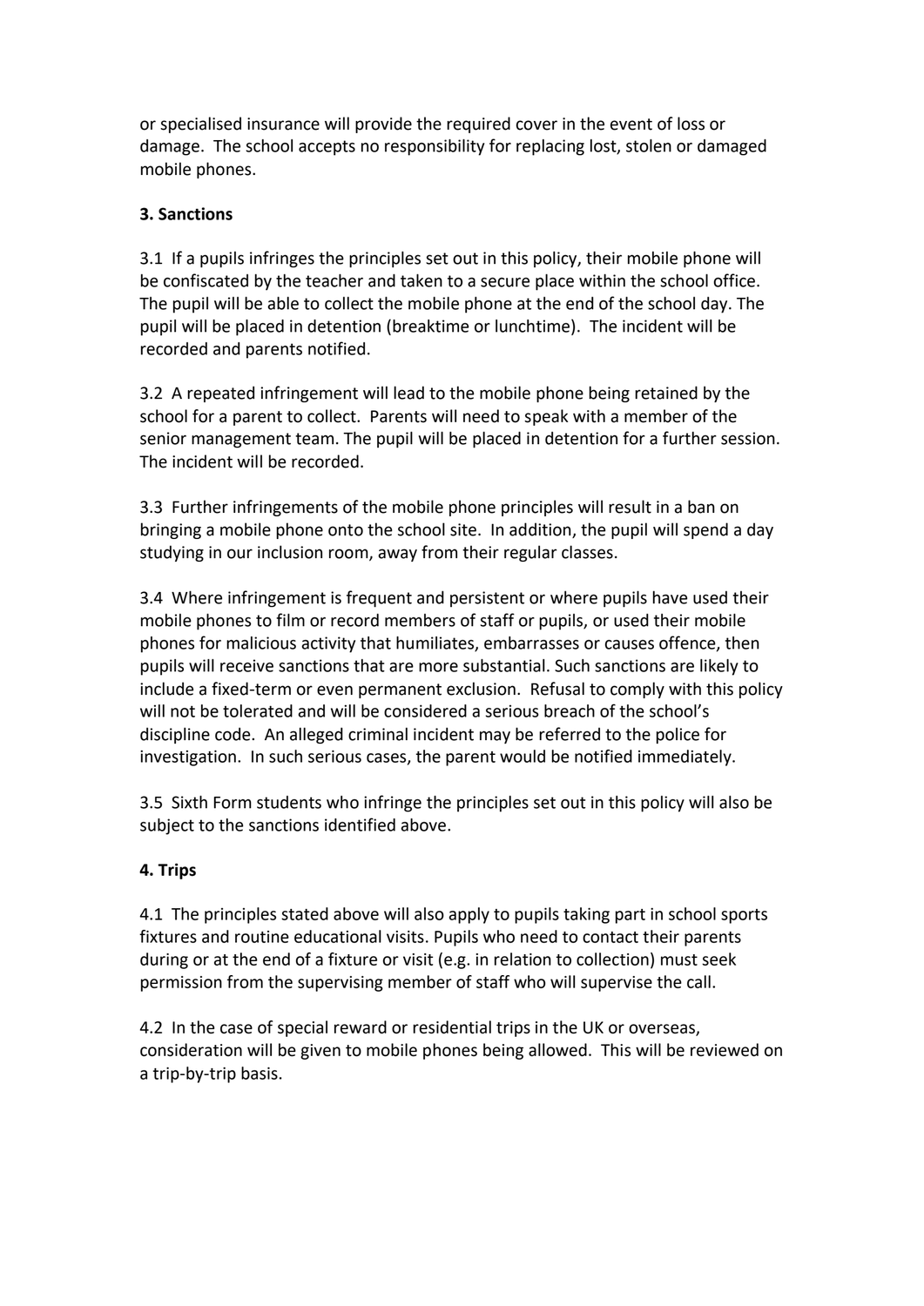or specialised insurance will provide the required cover in the event of loss or damage. The school accepts no responsibility for replacing lost, stolen or damaged mobile phones.

**3. Sanctions**

3.1 If a pupils infringes the principles set out in this policy, their mobile phone will be confiscated by the teacher and taken to a secure place within the school office. The pupil will be able to collect the mobile phone at the end of the school day. The pupil will be placed in detention (breaktime or lunchtime). The incident will be recorded and parents notified.

3.2 A repeated infringement will lead to the mobile phone being retained by the school for a parent to collect. Parents will need to speak with a member of the senior management team. The pupil will be placed in detention for a further session. The incident will be recorded.

3.3 Further infringements of the mobile phone principles will result in a ban on bringing a mobile phone onto the school site. In addition, the pupil will spend a day studying in our inclusion room, away from their regular classes.

3.4 Where infringement is frequent and persistent or where pupils have used their mobile phones to film or record members of staff or pupils, or used their mobile phones for malicious activity that humiliates, embarrasses or causes offence, then pupils will receive sanctions that are more substantial. Such sanctions are likely to include a fixed-term or even permanent exclusion. Refusal to comply with this policy will not be tolerated and will be considered a serious breach of the school's discipline code. An alleged criminal incident may be referred to the police for investigation. In such serious cases, the parent would be notified immediately.

3.5 Sixth Form students who infringe the principles set out in this policy will also be subject to the sanctions identified above.

**4. Trips**

4.1 The principles stated above will also apply to pupils taking part in school sports fixtures and routine educational visits. Pupils who need to contact their parents during or at the end of a fixture or visit (e.g. in relation to collection) must seek permission from the supervising member of staff who will supervise the call.

4.2 In the case of special reward or residential trips in the UK or overseas, consideration will be given to mobile phones being allowed. This will be reviewed on a trip-by-trip basis.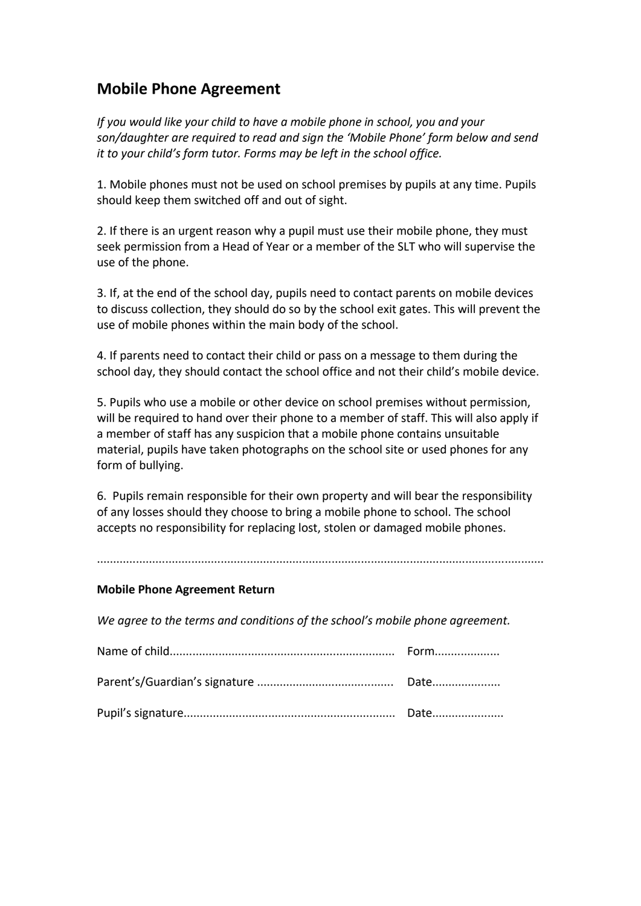## Mobile Phone Agreement

*If you would like your child to have a mobile phone in school, you and your son/daughter are required to read and sign the 'Mobile Phone' form below and send it to your child's form tutor. Forms may be left in the school office.*

1. Mobile phones must not be used on school premises by pupils at any time. Pupils should keep them switched off and out of sight.

2. If there is an urgent reason why a pupil must use their mobile phone, they must seek permission from a Head of Year or a member of the SLT who will supervise the use of the phone.

3. If, at the end of the school day, pupils need to contact parents on mobile devices to discuss collection, they should do so by the school exit gates. This will prevent the use of mobile phones within the main body of the school.

4. If parents need to contact their child or pass on a message to them during the school day, they should contact the school office and not their child's mobile device.

5. Pupils who use a mobile or other device on school premises without permission, will be required to hand over their phone to a member of staff. This will also apply if a member of staff has any suspicion that a mobile phone contains unsuitable material, pupils have taken photographs on the school site or used phones for any form of bullying.

6. Pupils remain responsible for their own property and will bear the responsibility of any losses should they choose to bring a mobile phone to school. The school accepts no responsibility for replacing lost, stolen or damaged mobile phones.

..............................................................................................................................................

**Mobile Phone Agreement Return**

*We agree to the terms and conditions of the school's mobile phone agreement.*

Name of child.................................................................... Form...................

Parent's/Guardian's signature ......................................... Date....................

Pupil's signature................................................................ Date.....................